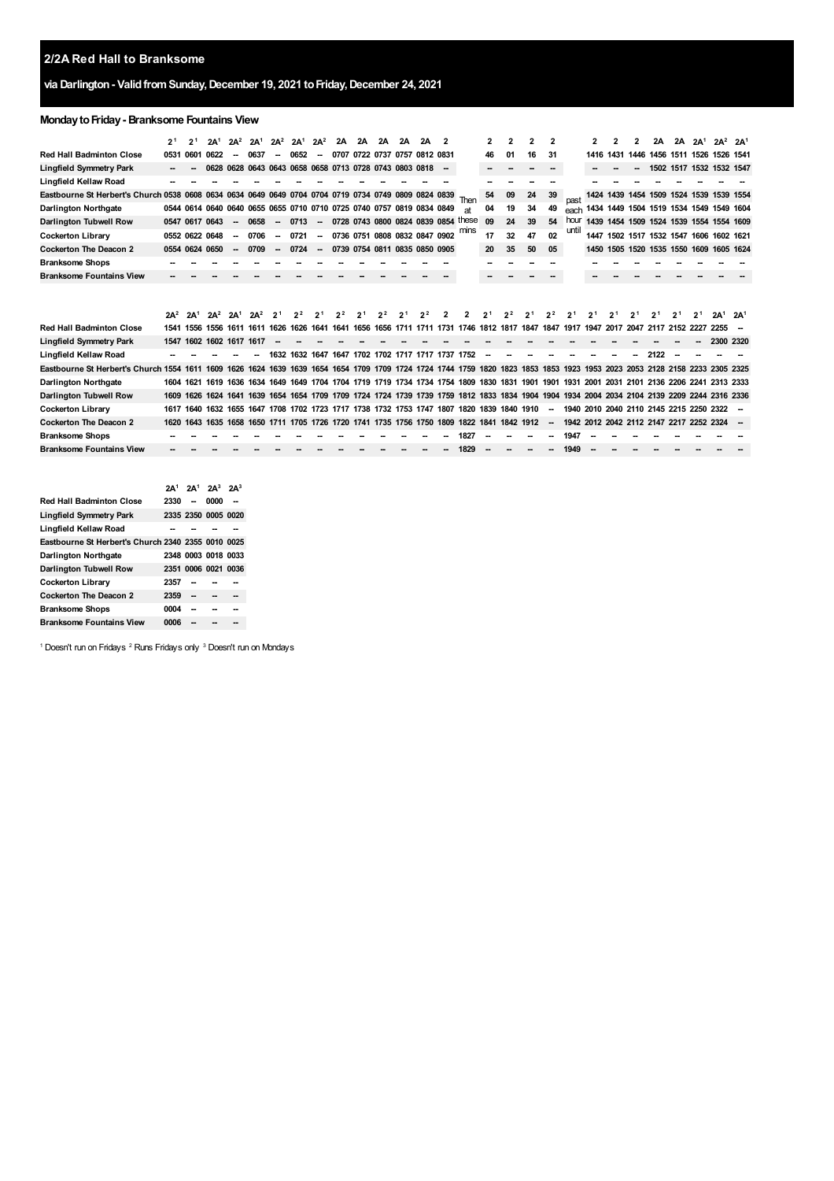## 2/2A Red Hall to Branksome

### via Darlington - Valid from Sunday, December 19, 2021 to Friday, December 24, 2021

### Monday to Friday - Branksome Fountains View

| | 2[1] | 2[1] | 2A[1] | 2A[2] | 2A[1] | 2A[2] | 2A[1] | 2A[2] | 2A | 2A | 2A | 2A | 2A | 2 | | 2 | 2 | 2 | 2 | | 2 | 2 | 2 | 2A | 2A | 2A[1] | 2A[2] | 2A[1] |
|---|---|---|---|---|---|---|---|---|---|---|---|---|---|---|---|---|---|---|---|---|---|---|---|---|---|---|---|---|
| **Red Hall Badminton Close** | 0531 | 0601 | 0622 | -- | 0637 | -- | 0652 | -- | 0707 | 0722 | 0737 | 0757 | 0812 | 0831 | | 46 | 01 | 16 | 31 | | 1416 | 1431 | 1446 | 1456 | 1511 | 1526 | 1526 | 1541 |
| **Lingfield Symmetry Park** | -- | -- | 0628 | 0628 | 0643 | 0643 | 0658 | 0658 | 0713 | 0728 | 0743 | 0803 | 0818 | -- | | -- | -- | -- | -- | | -- | -- | -- | 1502 | 1517 | 1532 | 1532 | 1547 |
| **Lingfield Kellaw Road** | -- | -- | -- | -- | -- | -- | -- | -- | -- | -- | -- | -- | -- | -- | | -- | -- | -- | -- | | -- | -- | -- | -- | -- | -- | -- | -- |
| **Eastbourne St Herbert's Church** | 0538 | 0608 | 0634 | 0634 | 0649 | 0649 | 0704 | 0704 | 0719 | 0734 | 0749 | 0809 | 0824 | 0839 | Then | 54 | 09 | 24 | 39 | past | 1424 | 1439 | 1454 | 1509 | 1524 | 1539 | 1539 | 1554 |
| **Darlington Northgate** | 0544 | 0614 | 0640 | 0640 | 0655 | 0655 | 0710 | 0710 | 0725 | 0740 | 0757 | 0819 | 0834 | 0849 | at | 04 | 19 | 34 | 49 | each | 1434 | 1449 | 1504 | 1519 | 1534 | 1549 | 1549 | 1604 |
| **Darlington Tubwell Row** | 0547 | 0617 | 0643 | -- | 0658 | -- | 0713 | -- | 0728 | 0743 | 0800 | 0824 | 0839 | 0854 | these | 09 | 24 | 39 | 54 | hour | 1439 | 1454 | 1509 | 1524 | 1539 | 1554 | 1554 | 1609 |
| **Cockerton Library** | 0552 | 0622 | 0648 | -- | 0706 | -- | 0721 | -- | 0736 | 0751 | 0808 | 0832 | 0847 | 0902 | mins | 17 | 32 | 47 | 02 | until | 1447 | 1502 | 1517 | 1532 | 1547 | 1606 | 1602 | 1621 |
| **Cockerton The Deacon 2** | 0554 | 0624 | 0650 | -- | 0709 | -- | 0724 | -- | 0739 | 0754 | 0811 | 0835 | 0850 | 0905 | | 20 | 35 | 50 | 05 | | 1450 | 1505 | 1520 | 1535 | 1550 | 1609 | 1605 | 1624 |
| **Branksome Shops** | -- | -- | -- | -- | -- | -- | -- | -- | -- | -- | -- | -- | -- | -- | | -- | -- | -- | -- | | -- | -- | -- | -- | -- | -- | -- | -- |
| **Branksome Fountains View** | -- | -- | -- | -- | -- | -- | -- | -- | -- | -- | -- | -- | -- | -- | | -- | -- | -- | -- | | -- | -- | -- | -- | -- | -- | -- | -- |

| | 2A[2] | 2A[1] | 2A[2] | 2A[1] | 2A[2] | 2[1] | 2[2] | 2[1] | 2[2] | 2[1] | 2[2] | 2[1] | 2[2] | 2 | 2 | 2[1] | 2[2] | 2[1] | 2[2] | 2[1] | 2[1] | 2[1] | 2[1] | 2[1] | 2[1] | 2[1] | 2A[1] | 2A[1] |
|---|---|---|---|---|---|---|---|---|---|---|---|---|---|---|---|---|---|---|---|---|---|---|---|---|---|---|---|---|
| **Red Hall Badminton Close** | 1541 | 1556 | 1556 | 1611 | 1611 | 1626 | 1626 | 1641 | 1641 | 1656 | 1656 | 1711 | 1711 | 1731 | 1746 | 1812 | 1817 | 1847 | 1847 | 1917 | 1947 | 2017 | 2047 | 2117 | 2152 | 2227 | 2255 | -- |
| **Lingfield Symmetry Park** | 1547 | 1602 | 1602 | 1617 | 1617 | -- | -- | -- | -- | -- | -- | -- | -- | -- | -- | -- | -- | -- | -- | -- | -- | -- | -- | -- | -- | -- | 2300 | 2320 |
| **Lingfield Kellaw Road** | -- | -- | -- | -- | -- | 1632 | 1632 | 1647 | 1647 | 1702 | 1702 | 1717 | 1717 | 1737 | 1752 | -- | -- | -- | -- | -- | -- | -- | -- | 2122 | -- | -- | -- | -- |
| **Eastbourne St Herbert's Church** | 1554 | 1611 | 1609 | 1626 | 1624 | 1639 | 1639 | 1654 | 1654 | 1709 | 1709 | 1724 | 1724 | 1744 | 1759 | 1820 | 1823 | 1853 | 1853 | 1923 | 1953 | 2023 | 2053 | 2128 | 2158 | 2233 | 2305 | 2325 |
| **Darlington Northgate** | 1604 | 1621 | 1619 | 1636 | 1634 | 1649 | 1649 | 1704 | 1704 | 1719 | 1719 | 1734 | 1734 | 1754 | 1809 | 1830 | 1831 | 1901 | 1901 | 1931 | 2001 | 2031 | 2101 | 2136 | 2206 | 2241 | 2313 | 2333 |
| **Darlington Tubwell Row** | 1609 | 1626 | 1624 | 1641 | 1639 | 1654 | 1654 | 1709 | 1709 | 1724 | 1724 | 1739 | 1739 | 1759 | 1812 | 1833 | 1834 | 1904 | 1904 | 1934 | 2004 | 2034 | 2104 | 2139 | 2209 | 2244 | 2316 | 2336 |
| **Cockerton Library** | 1617 | 1640 | 1632 | 1655 | 1647 | 1708 | 1702 | 1723 | 1717 | 1738 | 1732 | 1753 | 1747 | 1807 | 1820 | 1839 | 1840 | 1910 | -- | 1940 | 2010 | 2040 | 2110 | 2145 | 2215 | 2250 | 2322 | -- |
| **Cockerton The Deacon 2** | 1620 | 1643 | 1635 | 1658 | 1650 | 1711 | 1705 | 1726 | 1720 | 1741 | 1735 | 1756 | 1750 | 1809 | 1822 | 1841 | 1842 | 1912 | -- | 1942 | 2012 | 2042 | 2112 | 2147 | 2217 | 2252 | 2324 | -- |
| **Branksome Shops** | -- | -- | -- | -- | -- | -- | -- | -- | -- | -- | -- | -- | -- | -- | 1827 | -- | -- | -- | -- | 1947 | -- | -- | -- | -- | -- | -- | -- | -- |
| **Branksome Fountains View** | -- | -- | -- | -- | -- | -- | -- | -- | -- | -- | -- | -- | -- | -- | 1829 | -- | -- | -- | -- | 1949 | -- | -- | -- | -- | -- | -- | -- | -- |

| | 2A[1] | 2A[1] | 2A[3] | 2A[3] |
|---|---|---|---|---|
| **Red Hall Badminton Close** | 2330 | -- | 0000 | -- |
| **Lingfield Symmetry Park** | 2335 | 2350 | 0005 | 0020 |
| **Lingfield Kellaw Road** | -- | -- | -- | -- |
| **Eastbourne St Herbert's Church** | 2340 | 2355 | 0010 | 0025 |
| **Darlington Northgate** | 2348 | 0003 | 0018 | 0033 |
| **Darlington Tubwell Row** | 2351 | 0006 | 0021 | 0036 |
| **Cockerton Library** | 2357 | -- | -- | -- |
| **Cockerton The Deacon 2** | 2359 | -- | -- | -- |
| **Branksome Shops** | 0004 | -- | -- | -- |
| **Branksome Fountains View** | 0006 | -- | -- | -- |

[1] Doesn't run on Fridays [2] Runs Fridays only [3] Doesn't run on Mondays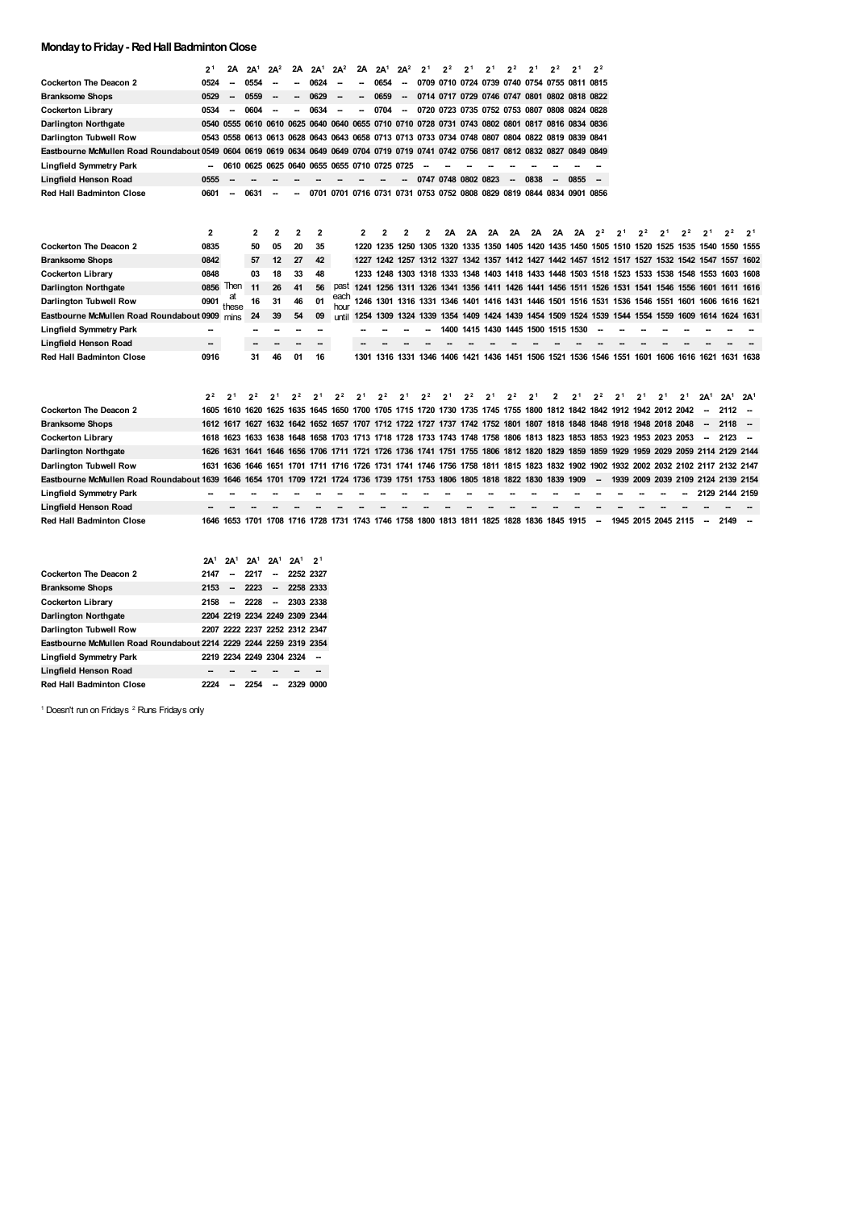## Monday to Friday - Red Hall Badminton Close

| | 2[1] | 2A | 2A[1] | 2A[2] | 2A | 2A[1] | 2A[2] | 2A | 2A[1] | 2A[2] | 2[1] | 2[2] | 2[1] | 2[1] | 2[2] | 2[1] | 2[2] | 2[1] | 2[2] |
|---|---|---|---|---|---|---|---|---|---|---|---|---|---|---|---|---|---|---|---|
| Cockerton The Deacon 2 | 0524 | -- | 0554 | -- | -- | 0624 | -- | -- | 0654 | -- | 0709 | 0710 | 0724 | 0739 | 0740 | 0754 | 0755 | 0811 | 0815 |
| Branksome Shops | 0529 | -- | 0559 | -- | -- | 0629 | -- | -- | 0659 | -- | 0714 | 0717 | 0729 | 0746 | 0747 | 0801 | 0802 | 0818 | 0822 |
| Cockerton Library | 0534 | -- | 0604 | -- | -- | 0634 | -- | -- | 0704 | -- | 0720 | 0723 | 0735 | 0752 | 0753 | 0807 | 0808 | 0824 | 0828 |
| Darlington Northgate | 0540 | 0555 | 0610 | 0610 | 0625 | 0640 | 0640 | 0655 | 0710 | 0710 | 0728 | 0731 | 0743 | 0802 | 0801 | 0817 | 0816 | 0834 | 0836 |
| Darlington Tubwell Row | 0543 | 0558 | 0613 | 0613 | 0628 | 0643 | 0643 | 0658 | 0713 | 0713 | 0733 | 0734 | 0748 | 0807 | 0804 | 0822 | 0819 | 0839 | 0841 |
| Eastbourne McMullen Road Roundabout | 0549 | 0604 | 0619 | 0619 | 0634 | 0649 | 0649 | 0704 | 0719 | 0719 | 0741 | 0742 | 0756 | 0817 | 0812 | 0832 | 0827 | 0849 | 0849 |
| Lingfield Symmetry Park | -- | 0610 | 0625 | 0625 | 0640 | 0655 | 0655 | 0710 | 0725 | 0725 | -- | -- | -- | -- | -- | -- | -- | -- | -- |
| Lingfield Henson Road | 0555 | -- | -- | -- | -- | -- | -- | -- | -- | -- | 0747 | 0748 | 0802 | 0823 | -- | 0838 | -- | 0855 | -- |
| Red Hall Badminton Close | 0601 | -- | 0631 | -- | -- | 0701 | 0701 | 0716 | 0731 | 0731 | 0753 | 0752 | 0808 | 0829 | 0819 | 0844 | 0834 | 0901 | 0856 |

| | 2 | | 2 | 2 | 2 | 2 | | 2 | 2 | 2 | 2 | 2A | 2A | 2A | 2A | 2A | 2A | 2A | 2[2] | 2[1] | 2[2] | 2[1] | 2[2] | 2[1] | 2[2] | 2[1] |
|---|---|---|---|---|---|---|---|---|---|---|---|---|---|---|---|---|---|---|---|---|---|---|---|---|---|---|
| Cockerton The Deacon 2 | 0835 | Then at these mins | 50 | 05 | 20 | 35 | past each hour until | 1220 | 1235 | 1250 | 1305 | 1320 | 1335 | 1350 | 1405 | 1420 | 1435 | 1450 | 1505 | 1510 | 1520 | 1525 | 1535 | 1540 | 1550 | 1555 |
| Branksome Shops | 0842 | | 57 | 12 | 27 | 42 | | 1227 | 1242 | 1257 | 1312 | 1327 | 1342 | 1357 | 1412 | 1427 | 1442 | 1457 | 1512 | 1517 | 1527 | 1532 | 1542 | 1547 | 1557 | 1602 |
| Cockerton Library | 0848 | | 03 | 18 | 33 | 48 | | 1233 | 1248 | 1303 | 1318 | 1333 | 1348 | 1403 | 1418 | 1433 | 1448 | 1503 | 1518 | 1523 | 1533 | 1538 | 1548 | 1553 | 1603 | 1608 |
| Darlington Northgate | 0856 | | 11 | 26 | 41 | 56 | | 1241 | 1256 | 1311 | 1326 | 1341 | 1356 | 1411 | 1426 | 1441 | 1456 | 1511 | 1526 | 1531 | 1541 | 1546 | 1556 | 1601 | 1611 | 1616 |
| Darlington Tubwell Row | 0901 | | 16 | 31 | 46 | 01 | | 1246 | 1301 | 1316 | 1331 | 1346 | 1401 | 1416 | 1431 | 1446 | 1501 | 1516 | 1531 | 1536 | 1546 | 1551 | 1601 | 1606 | 1616 | 1621 |
| Eastbourne McMullen Road Roundabout | 0909 | | 24 | 39 | 54 | 09 | | 1254 | 1309 | 1324 | 1339 | 1354 | 1409 | 1424 | 1439 | 1454 | 1509 | 1524 | 1539 | 1544 | 1554 | 1559 | 1609 | 1614 | 1624 | 1631 |
| Lingfield Symmetry Park | -- | | -- | -- | -- | -- | | -- | -- | -- | -- | 1400 | 1415 | 1430 | 1445 | 1500 | 1515 | 1530 | -- | -- | -- | -- | -- | -- | -- | -- |
| Lingfield Henson Road | -- | | -- | -- | -- | -- | | -- | -- | -- | -- | -- | -- | -- | -- | -- | -- | -- | -- | -- | -- | -- | -- | -- | -- | -- |
| Red Hall Badminton Close | 0916 | | 31 | 46 | 01 | 16 | | 1301 | 1316 | 1331 | 1346 | 1406 | 1421 | 1436 | 1451 | 1506 | 1521 | 1536 | 1546 | 1551 | 1601 | 1606 | 1616 | 1621 | 1631 | 1638 |

| | 2[2] | 2[1] | 2[2] | 2[1] | 2[2] | 2[1] | 2[2] | 2[1] | 2[2] | 2[1] | 2[2] | 2[1] | 2[2] | 2[1] | 2[2] | 2[1] | 2 | 2[1] | 2[2] | 2[1] | 2[1] | 2[1] | 2[1] | 2A[1] | 2A[1] | 2A[1] |
|---|---|---|---|---|---|---|---|---|---|---|---|---|---|---|---|---|---|---|---|---|---|---|---|---|---|---|
| Cockerton The Deacon 2 | 1605 | 1610 | 1620 | 1625 | 1635 | 1645 | 1650 | 1700 | 1705 | 1715 | 1720 | 1730 | 1735 | 1745 | 1755 | 1800 | 1812 | 1842 | 1842 | 1912 | 1942 | 2012 | 2042 | -- | 2112 | -- |
| Branksome Shops | 1612 | 1617 | 1627 | 1632 | 1642 | 1652 | 1657 | 1707 | 1712 | 1722 | 1727 | 1737 | 1742 | 1752 | 1801 | 1807 | 1818 | 1848 | 1848 | 1918 | 1948 | 2018 | 2048 | -- | 2118 | -- |
| Cockerton Library | 1618 | 1623 | 1633 | 1638 | 1648 | 1658 | 1703 | 1713 | 1718 | 1728 | 1733 | 1743 | 1748 | 1758 | 1806 | 1813 | 1823 | 1853 | 1853 | 1923 | 1953 | 2023 | 2053 | -- | 2123 | -- |
| Darlington Northgate | 1626 | 1631 | 1641 | 1646 | 1656 | 1706 | 1711 | 1721 | 1726 | 1736 | 1741 | 1751 | 1755 | 1806 | 1812 | 1820 | 1829 | 1859 | 1859 | 1929 | 1959 | 2029 | 2059 | 2114 | 2129 | 2144 |
| Darlington Tubwell Row | 1631 | 1636 | 1646 | 1651 | 1701 | 1711 | 1716 | 1726 | 1731 | 1741 | 1746 | 1756 | 1758 | 1811 | 1815 | 1823 | 1832 | 1902 | 1902 | 1932 | 2002 | 2032 | 2102 | 2117 | 2132 | 2147 |
| Eastbourne McMullen Road Roundabout | 1639 | 1646 | 1654 | 1701 | 1709 | 1721 | 1724 | 1736 | 1739 | 1751 | 1753 | 1806 | 1805 | 1818 | 1822 | 1830 | 1839 | 1909 | -- | 1939 | 2009 | 2039 | 2109 | 2124 | 2139 | 2154 |
| Lingfield Symmetry Park | -- | -- | -- | -- | -- | -- | -- | -- | -- | -- | -- | -- | -- | -- | -- | -- | -- | -- | -- | -- | -- | -- | -- | 2129 | 2144 | 2159 |
| Lingfield Henson Road | -- | -- | -- | -- | -- | -- | -- | -- | -- | -- | -- | -- | -- | -- | -- | -- | -- | -- | -- | -- | -- | -- | -- | -- | -- | -- |
| Red Hall Badminton Close | 1646 | 1653 | 1701 | 1708 | 1716 | 1728 | 1731 | 1743 | 1746 | 1758 | 1800 | 1813 | 1811 | 1825 | 1828 | 1836 | 1845 | 1915 | -- | 1945 | 2015 | 2045 | 2115 | -- | 2149 | -- |

| | 2A[1] | 2A[1] | 2A[1] | 2A[1] | 2A[1] | 2[1] |
|---|---|---|---|---|---|---|
| Cockerton The Deacon 2 | 2147 | -- | 2217 | -- | 2252 | 2327 |
| Branksome Shops | 2153 | -- | 2223 | -- | 2258 | 2333 |
| Cockerton Library | 2158 | -- | 2228 | -- | 2303 | 2338 |
| Darlington Northgate | 2204 | 2219 | 2234 | 2249 | 2309 | 2344 |
| Darlington Tubwell Row | 2207 | 2222 | 2237 | 2252 | 2312 | 2347 |
| Eastbourne McMullen Road Roundabout | 2214 | 2229 | 2244 | 2259 | 2319 | 2354 |
| Lingfield Symmetry Park | 2219 | 2234 | 2249 | 2304 | 2324 | -- |
| Lingfield Henson Road | -- | -- | -- | -- | -- | -- |
| Red Hall Badminton Close | 2224 | -- | 2254 | -- | 2329 | 0000 |

[1] Doesn't run on Fridays [2] Runs Fridays only